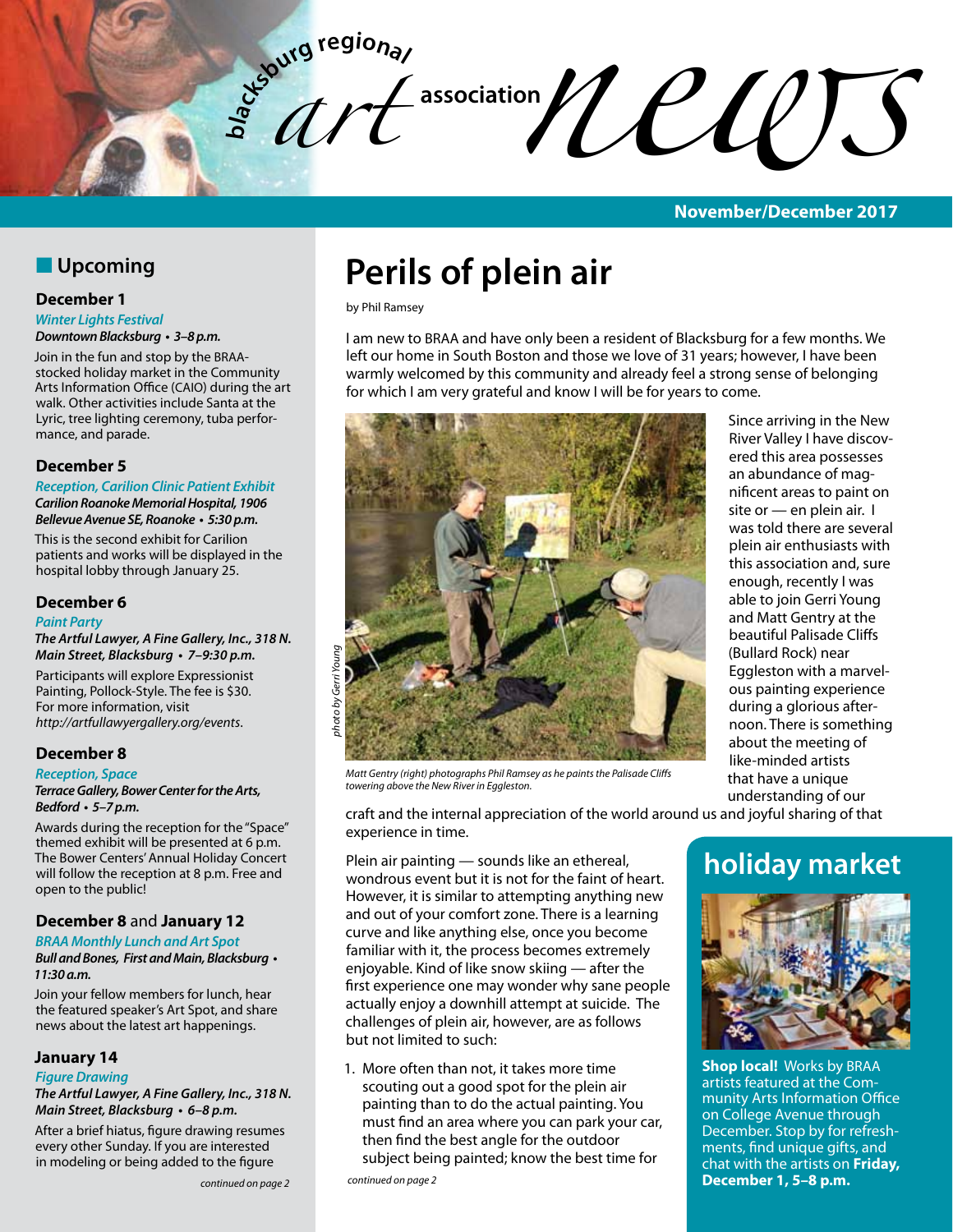# blacksburg regional art association news

**November/December 2017**

## Upcoming

### December 1

*Winter Lights Festival*

***Downtown Blacksburg • 3–8 p.m.***

Join in the fun and stop by the BRAA-stocked holiday market in the Community Arts Information Office (CAIO) during the art walk. Other activities include Santa at the Lyric, tree lighting ceremony, tuba performance, and parade.

### December 5

*Reception, Carilion Clinic Patient Exhibit*

***Carilion Roanoke Memorial Hospital, 1906 Bellevue Avenue SE, Roanoke • 5:30 p.m.***

This is the second exhibit for Carilion patients and works will be displayed in the hospital lobby through January 25.

### December 6

*Paint Party*

***The Artful Lawyer, A Fine Gallery, Inc., 318 N. Main Street, Blacksburg • 7–9:30 p.m.***

Participants will explore Expressionist Painting, Pollock-Style. The fee is $30. For more information, visit *http://artfullawyergallery.org/events*.

### December 8

*Reception, Space*

***Terrace Gallery, Bower Center for the Arts, Bedford • 5–7 p.m.***

Awards during the reception for the "Space" themed exhibit will be presented at 6 p.m. The Bower Centers' Annual Holiday Concert will follow the reception at 8 p.m. Free and open to the public!

### December 8 and January 12

*BRAA Monthly Lunch and Art Spot*

***Bull and Bones, First and Main, Blacksburg • 11:30 a.m.***

Join your fellow members for lunch, hear the featured speaker's Art Spot, and share news about the latest art happenings.

### January 14

*Figure Drawing*

***The Artful Lawyer, A Fine Gallery, Inc., 318 N. Main Street, Blacksburg • 6–8 p.m.***

After a brief hiatus, figure drawing resumes every other Sunday. If you are interested in modeling or being added to the figure

*continued on page 2*

# Perils of plein air

by Phil Ramsey

I am new to BRAA and have only been a resident of Blacksburg for a few months. We left our home in South Boston and those we love of 31 years; however, I have been warmly welcomed by this community and already feel a strong sense of belonging for which I am very grateful and know I will be for years to come.

*photo by Gerri Young*

*Matt Gentry (right) photographs Phil Ramsey as he paints the Palisade Cliffs towering above the New River in Eggleston.*

Since arriving in the New River Valley I have discovered this area possesses an abundance of magnificent areas to paint on site or — en plein air. I was told there are several plein air enthusiasts with this association and, sure enough, recently I was able to join Gerri Young and Matt Gentry at the beautiful Palisade Cliffs (Bullard Rock) near Eggleston with a marvelous painting experience during a glorious afternoon. There is something about the meeting of like-minded artists that have a unique understanding of our craft and the internal appreciation of the world around us and joyful sharing of that experience in time.

Plein air painting — sounds like an ethereal, wondrous event but it is not for the faint of heart. However, it is similar to attempting anything new and out of your comfort zone. There is a learning curve and like anything else, once you become familiar with it, the process becomes extremely enjoyable. Kind of like snow skiing — after the first experience one may wonder why sane people actually enjoy a downhill attempt at suicide. The challenges of plein air, however, are as follows but not limited to such:

1. More often than not, it takes more time scouting out a good spot for the plein air painting than to do the actual painting. You must find an area where you can park your car, then find the best angle for the outdoor subject being painted; know the best time for

*continued on page 2*

## holiday market

**Shop local!** Works by BRAA artists featured at the Community Arts Information Office on College Avenue through December. Stop by for refreshments, find unique gifts, and chat with the artists on **Friday, December 1, 5–8 p.m.**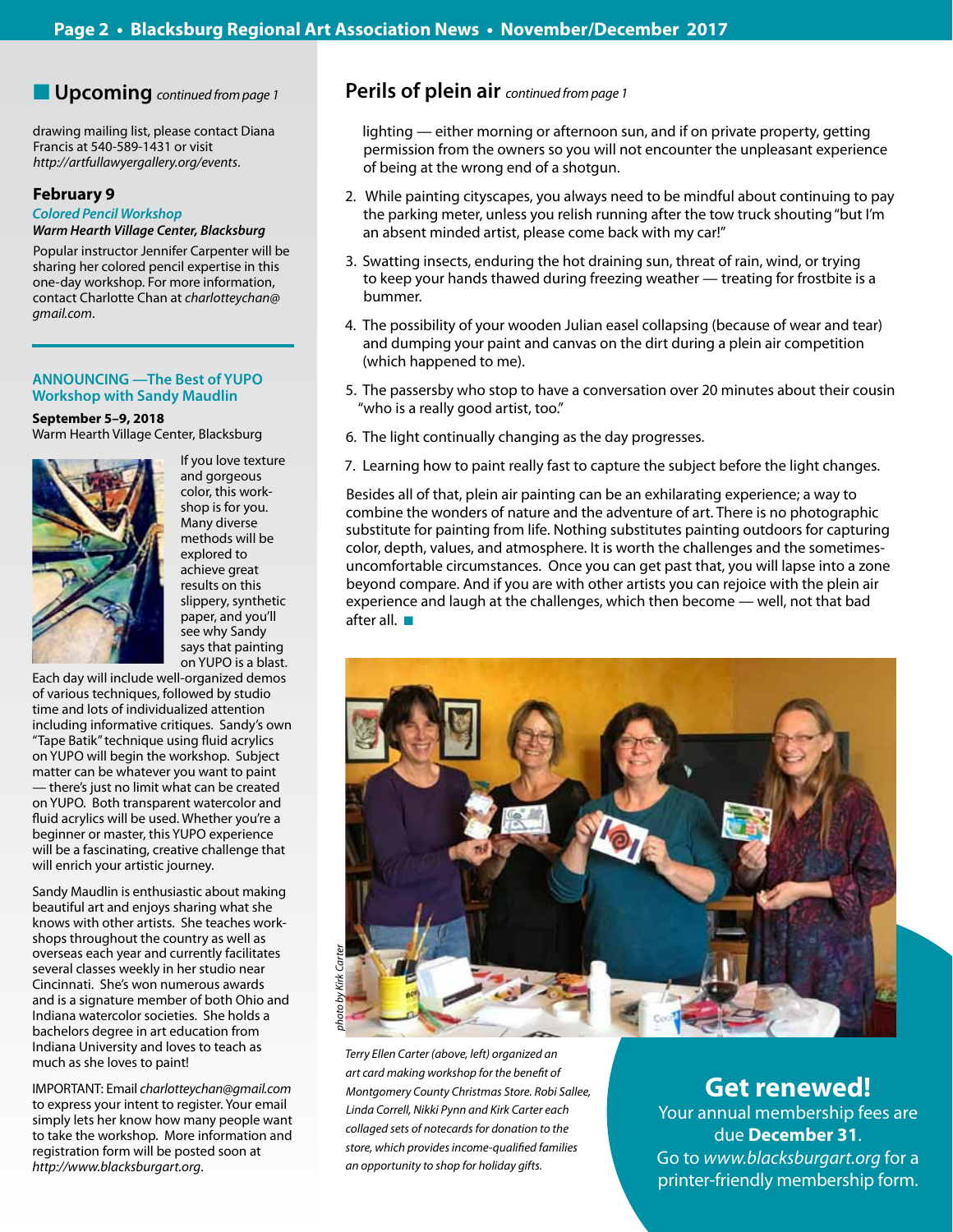## Upcoming *continued from page 1*

drawing mailing list, please contact Diana Francis at 540-589-1431 or visit *http://artfullawyergallery.org/events*.

### February 9

***Colored Pencil Workshop***

***Warm Hearth Village Center, Blacksburg***

Popular instructor Jennifer Carpenter will be sharing her colored pencil expertise in this one-day workshop. For more information, contact Charlotte Chan at *charlotteychan@gmail.com*.

### ANNOUNCING —The Best of YUPO Workshop with Sandy Maudlin

**September 5–9, 2018**

Warm Hearth Village Center, Blacksburg

If you love texture and gorgeous color, this workshop is for you. Many diverse methods will be explored to achieve great results on this slippery, synthetic paper, and you'll see why Sandy says that painting on YUPO is a blast. Each day will include well-organized demos of various techniques, followed by studio time and lots of individualized attention including informative critiques. Sandy's own "Tape Batik" technique using fluid acrylics on YUPO will begin the workshop. Subject matter can be whatever you want to paint — there's just no limit what can be created on YUPO. Both transparent watercolor and fluid acrylics will be used. Whether you're a beginner or master, this YUPO experience will be a fascinating, creative challenge that will enrich your artistic journey.

Sandy Maudlin is enthusiastic about making beautiful art and enjoys sharing what she knows with other artists. She teaches workshops throughout the country as well as overseas each year and currently facilitates several classes weekly in her studio near Cincinnati. She's won numerous awards and is a signature member of both Ohio and Indiana watercolor societies. She holds a bachelors degree in art education from Indiana University and loves to teach as much as she loves to paint!

IMPORTANT: Email *charlotteychan@gmail.com* to express your intent to register. Your email simply lets her know how many people want to take the workshop. More information and registration form will be posted soon at *http://www.blacksburgart.org*.

## Perils of plein air *continued from page 1*

lighting — either morning or afternoon sun, and if on private property, getting permission from the owners so you will not encounter the unpleasant experience of being at the wrong end of a shotgun.

2. While painting cityscapes, you always need to be mindful about continuing to pay the parking meter, unless you relish running after the tow truck shouting "but I'm an absent minded artist, please come back with my car!"
3. Swatting insects, enduring the hot draining sun, threat of rain, wind, or trying to keep your hands thawed during freezing weather — treating for frostbite is a bummer.
4. The possibility of your wooden Julian easel collapsing (because of wear and tear) and dumping your paint and canvas on the dirt during a plein air competition (which happened to me).
5. The passersby who stop to have a conversation over 20 minutes about their cousin "who is a really good artist, too."
6. The light continually changing as the day progresses.
7. Learning how to paint really fast to capture the subject before the light changes.

Besides all of that, plein air painting can be an exhilarating experience; a way to combine the wonders of nature and the adventure of art. There is no photographic substitute for painting from life. Nothing substitutes painting outdoors for capturing color, depth, values, and atmosphere. It is worth the challenges and the sometimes-uncomfortable circumstances. Once you can get past that, you will lapse into a zone beyond compare. And if you are with other artists you can rejoice with the plein air experience and laugh at the challenges, which then become — well, not that bad after all. ■

*photo by Kirk Carter*

*Terry Ellen Carter (above, left) organized an art card making workshop for the benefit of Montgomery County Christmas Store. Robi Sallee, Linda Correll, Nikki Pynn and Kirk Carter each collaged sets of notecards for donation to the store, which provides income-qualified families an opportunity to shop for holiday gifts.*

## Get renewed!

Your annual membership fees are due **December 31**.

Go to *www.blacksburgart.org* for a printer-friendly membership form.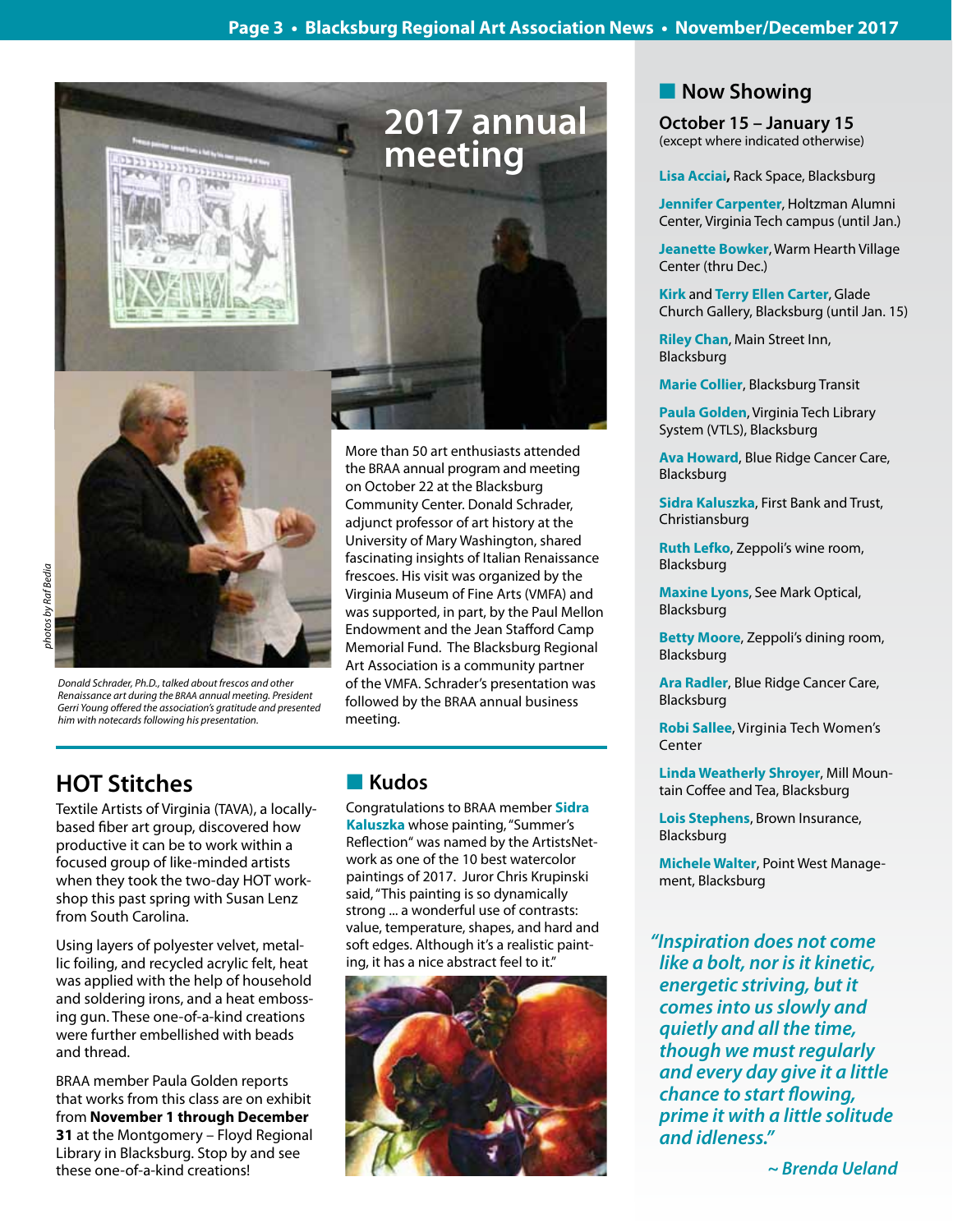# 2017 annual meeting

*photos by Raf Bedia*

*Donald Schrader, Ph.D., talked about frescos and other Renaissance art during the BRAA annual meeting. President Gerri Young offered the association's gratitude and presented him with notecards following his presentation.*

More than 50 art enthusiasts attended the BRAA annual program and meeting on October 22 at the Blacksburg Community Center. Donald Schrader, adjunct professor of art history at the University of Mary Washington, shared fascinating insights of Italian Renaissance frescoes. His visit was organized by the Virginia Museum of Fine Arts (VMFA) and was supported, in part, by the Paul Mellon Endowment and the Jean Stafford Camp Memorial Fund. The Blacksburg Regional Art Association is a community partner of the VMFA. Schrader's presentation was followed by the BRAA annual business meeting.

## HOT Stitches

Textile Artists of Virginia (TAVA), a locally-based fiber art group, discovered how productive it can be to work within a focused group of like-minded artists when they took the two-day HOT workshop this past spring with Susan Lenz from South Carolina.

Using layers of polyester velvet, metallic foiling, and recycled acrylic felt, heat was applied with the help of household and soldering irons, and a heat embossing gun. These one-of-a-kind creations were further embellished with beads and thread.

BRAA member Paula Golden reports that works from this class are on exhibit from **November 1 through December 31** at the Montgomery – Floyd Regional Library in Blacksburg. Stop by and see these one-of-a-kind creations!

## Kudos

Congratulations to BRAA member **Sidra Kaluszka** whose painting, "Summer's Reflection" was named by the ArtistsNetwork as one of the 10 best watercolor paintings of 2017. Juror Chris Krupinski said, "This painting is so dynamically strong ... a wonderful use of contrasts: value, temperature, shapes, and hard and soft edges. Although it's a realistic painting, it has a nice abstract feel to it."

## Now Showing

**October 15 – January 15**
(except where indicated otherwise)

**Lisa Acciai**, Rack Space, Blacksburg

**Jennifer Carpenter**, Holtzman Alumni Center, Virginia Tech campus (until Jan.)

**Jeanette Bowker**, Warm Hearth Village Center (thru Dec.)

**Kirk** and **Terry Ellen Carter**, Glade Church Gallery, Blacksburg (until Jan. 15)

**Riley Chan**, Main Street Inn, Blacksburg

**Marie Collier**, Blacksburg Transit

**Paula Golden**, Virginia Tech Library System (VTLS), Blacksburg

**Ava Howard**, Blue Ridge Cancer Care, Blacksburg

**Sidra Kaluszka**, First Bank and Trust, Christiansburg

**Ruth Lefko**, Zeppoli's wine room, Blacksburg

**Maxine Lyons**, See Mark Optical, Blacksburg

**Betty Moore**, Zeppoli's dining room, Blacksburg

**Ara Radler**, Blue Ridge Cancer Care, Blacksburg

**Robi Sallee**, Virginia Tech Women's Center

**Linda Weatherly Shroyer**, Mill Mountain Coffee and Tea, Blacksburg

**Lois Stephens**, Brown Insurance, Blacksburg

**Michele Walter**, Point West Management, Blacksburg

*"Inspiration does not come like a bolt, nor is it kinetic, energetic striving, but it comes into us slowly and quietly and all the time, though we must regularly and every day give it a little chance to start flowing, prime it with a little solitude and idleness."*

*~ Brenda Ueland*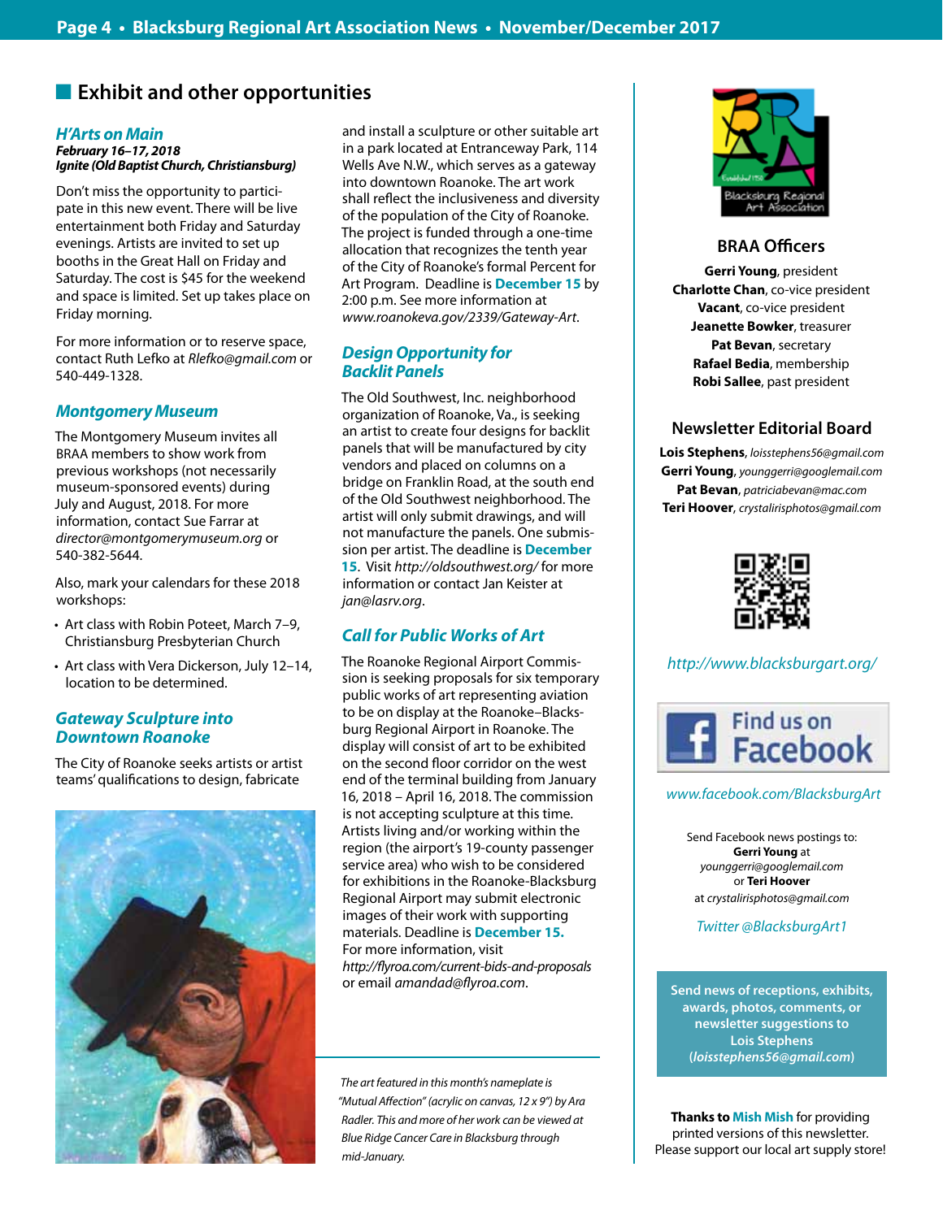## Exhibit and other opportunities

### *H'Arts on Main*

***February 16–17, 2018***
***Ignite (Old Baptist Church, Christiansburg)***

Don't miss the opportunity to participate in this new event. There will be live entertainment both Friday and Saturday evenings. Artists are invited to set up booths in the Great Hall on Friday and Saturday. The cost is $45 for the weekend and space is limited. Set up takes place on Friday morning.

For more information or to reserve space, contact Ruth Lefko at *Rlefko@gmail.com* or 540-449-1328.

### *Montgomery Museum*

The Montgomery Museum invites all BRAA members to show work from previous workshops (not necessarily museum-sponsored events) during July and August, 2018. For more information, contact Sue Farrar at *director@montgomerymuseum.org* or 540-382-5644.

Also, mark your calendars for these 2018 workshops:

- Art class with Robin Poteet, March 7–9, Christiansburg Presbyterian Church
- Art class with Vera Dickerson, July 12–14, location to be determined.

### *Gateway Sculpture into Downtown Roanoke*

The City of Roanoke seeks artists or artist teams' qualifications to design, fabricate and install a sculpture or other suitable art in a park located at Entranceway Park, 114 Wells Ave N.W., which serves as a gateway into downtown Roanoke. The art work shall reflect the inclusiveness and diversity of the population of the City of Roanoke. The project is funded through a one-time allocation that recognizes the tenth year of the City of Roanoke's formal Percent for Art Program. Deadline is **December 15** by 2:00 p.m. See more information at *www.roanokeva.gov/2339/Gateway-Art*.

### *Design Opportunity for Backlit Panels*

The Old Southwest, Inc. neighborhood organization of Roanoke, Va., is seeking an artist to create four designs for backlit panels that will be manufactured by city vendors and placed on columns on a bridge on Franklin Road, at the south end of the Old Southwest neighborhood. The artist will only submit drawings, and will not manufacture the panels. One submission per artist. The deadline is **December 15**. Visit *http://oldsouthwest.org/* for more information or contact Jan Keister at *jan@lasrv.org*.

### *Call for Public Works of Art*

The Roanoke Regional Airport Commission is seeking proposals for six temporary public works of art representing aviation to be on display at the Roanoke–Blacksburg Regional Airport in Roanoke. The display will consist of art to be exhibited on the second floor corridor on the west end of the terminal building from January 16, 2018 – April 16, 2018. The commission is not accepting sculpture at this time. Artists living and/or working within the region (the airport's 19-county passenger service area) who wish to be considered for exhibitions in the Roanoke-Blacksburg Regional Airport may submit electronic images of their work with supporting materials. Deadline is **December 15.** For more information, visit *http://flyroa.com/current-bids-and-proposals* or email *amandad@flyroa.com*.

*The art featured in this month's nameplate is "Mutual Affection" (acrylic on canvas, 12 x 9") by Ara Radler. This and more of her work can be viewed at Blue Ridge Cancer Care in Blacksburg through mid-January.*

### BRAA Officers

**Gerri Young**, president
**Charlotte Chan**, co-vice president
**Vacant**, co-vice president
**Jeanette Bowker**, treasurer
**Pat Bevan**, secretary
**Rafael Bedia**, membership
**Robi Sallee**, past president

### Newsletter Editorial Board

**Lois Stephens**, *loisstephens56@gmail.com*
**Gerri Young**, *younggerri@googlemail.com*
**Pat Bevan**, *patriciabevan@mac.com*
**Teri Hoover**, *crystalirisphotos@gmail.com*

*http://www.blacksburgart.org/*

Find us on Facebook

*www.facebook.com/BlacksburgArt*

Send Facebook news postings to: **Gerri Young** at *younggerri@googlemail.com* or **Teri Hoover** at *crystalirisphotos@gmail.com*

*Twitter @BlacksburgArt1*

**Send news of receptions, exhibits, awards, photos, comments, or newsletter suggestions to Lois Stephens (*loisstephens56@gmail.com*)**

**Thanks to Mish Mish** for providing printed versions of this newsletter. Please support our local art supply store!